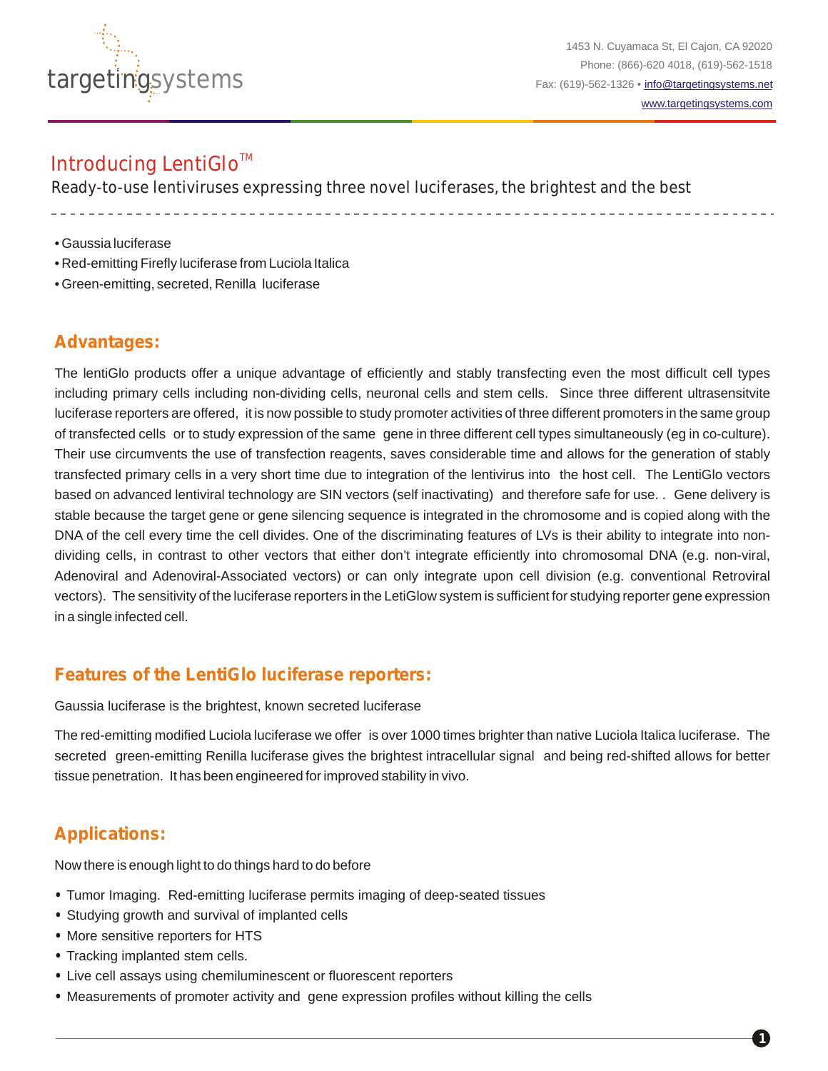targetingsystems

1453 N. Cuyamaca St, El Cajon, CA 92020
Phone: (866)-620 4018, (619)-562-1518
Fax: (619)-562-1326 • info@targetingsystems.net
www.targetingsystems.com

# Introducing LentiGlo™

Ready-to-use lentiviruses expressing three novel luciferases, the brightest and the best

- Gaussia luciferase
- Red-emitting Firefly luciferase from Luciola Italica
- Green-emitting, secreted, Renilla luciferase

## Advantages:

The lentiGlo products offer a unique advantage of efficiently and stably transfecting even the most difficult cell types including primary cells including non-dividing cells, neuronal cells and stem cells. Since three different ultrasensitvite luciferase reporters are offered, it is now possible to study promoter activities of three different promoters in the same group of transfected cells or to study expression of the same gene in three different cell types simultaneously (eg in co-culture). Their use circumvents the use of transfection reagents, saves considerable time and allows for the generation of stably transfected primary cells in a very short time due to integration of the lentivirus into the host cell. The LentiGlo vectors based on advanced lentiviral technology are SIN vectors (self inactivating) and therefore safe for use. . Gene delivery is stable because the target gene or gene silencing sequence is integrated in the chromosome and is copied along with the DNA of the cell every time the cell divides. One of the discriminating features of LVs is their ability to integrate into non-dividing cells, in contrast to other vectors that either don't integrate efficiently into chromosomal DNA (e.g. non-viral, Adenoviral and Adenoviral-Associated vectors) or can only integrate upon cell division (e.g. conventional Retroviral vectors). The sensitivity of the luciferase reporters in the LetiGlow system is sufficient for studying reporter gene expression in a single infected cell.

## Features of the LentiGlo luciferase reporters:

Gaussia luciferase is the brightest, known secreted luciferase

The red-emitting modified Luciola luciferase we offer is over 1000 times brighter than native Luciola Italica luciferase. The secreted green-emitting Renilla luciferase gives the brightest intracellular signal and being red-shifted allows for better tissue penetration. It has been engineered for improved stability in vivo.

## Applications:

Now there is enough light to do things hard to do before

- Tumor Imaging. Red-emitting luciferase permits imaging of deep-seated tissues
- Studying growth and survival of implanted cells
- More sensitive reporters for HTS
- Tracking implanted stem cells.
- Live cell assays using chemiluminescent or fluorescent reporters
- Measurements of promoter activity and gene expression profiles without killing the cells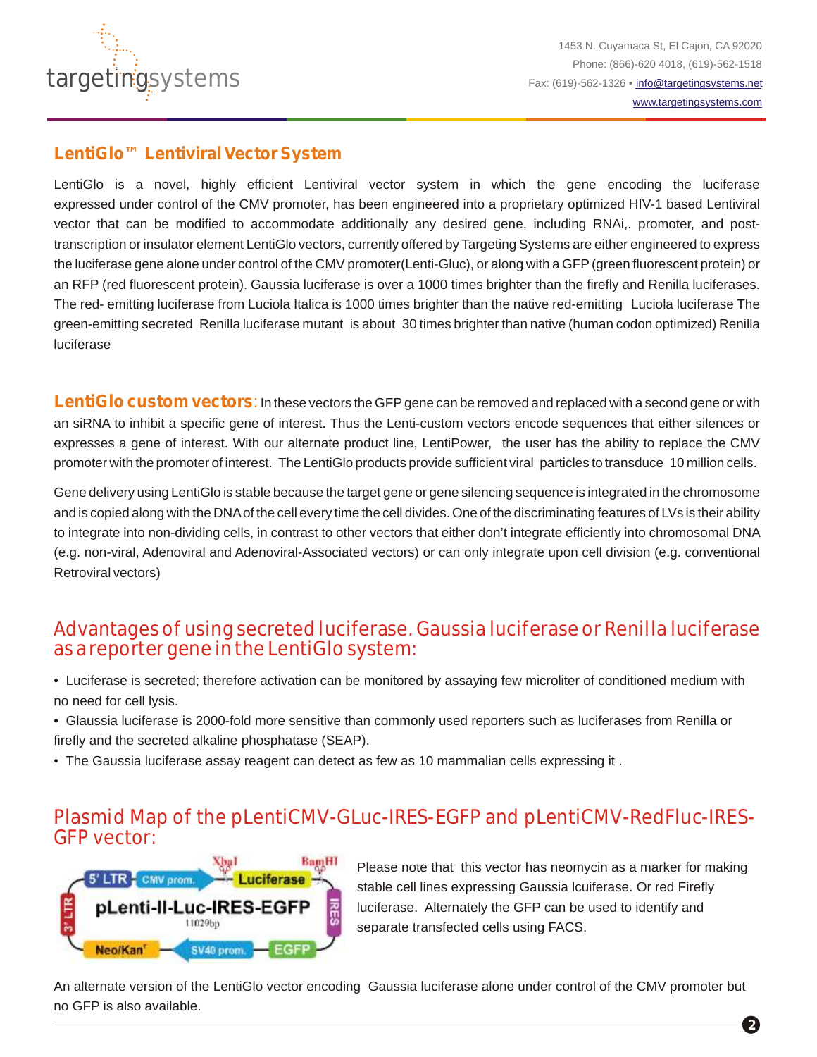## LentiGlo™ Lentiviral Vector System

LentiGlo is a novel, highly efficient Lentiviral vector system in which the gene encoding the luciferase expressed under control of the CMV promoter, has been engineered into a proprietary optimized HIV-1 based Lentiviral vector that can be modified to accommodate additionally any desired gene, including RNAi,. promoter, and post-transcription or insulator element LentiGlo vectors, currently offered by Targeting Systems are either engineered to express the luciferase gene alone under control of the CMV promoter(Lenti-Gluc), or along with a GFP (green fluorescent protein) or an RFP (red fluorescent protein). Gaussia luciferase is over a 1000 times brighter than the firefly and Renilla luciferases. The red- emitting luciferase from Luciola Italica is 1000 times brighter than the native red-emitting Luciola luciferase The green-emitting secreted Renilla luciferase mutant is about 30 times brighter than native (human codon optimized) Renilla luciferase

**LentiGlo custom vectors**: In these vectors the GFP gene can be removed and replaced with a second gene or with an siRNA to inhibit a specific gene of interest. Thus the Lenti-custom vectors encode sequences that either silences or expresses a gene of interest. With our alternate product line, LentiPower, the user has the ability to replace the CMV promoter with the promoter of interest. The LentiGlo products provide sufficient viral particles to transduce 10 million cells.

Gene delivery using LentiGlo is stable because the target gene or gene silencing sequence is integrated in the chromosome and is copied along with the DNA of the cell every time the cell divides. One of the discriminating features of LVs is their ability to integrate into non-dividing cells, in contrast to other vectors that either don't integrate efficiently into chromosomal DNA (e.g. non-viral, Adenoviral and Adenoviral-Associated vectors) or can only integrate upon cell division (e.g. conventional Retroviral vectors)

## Advantages of using secreted luciferase. Gaussia luciferase or Renilla luciferase as a reporter gene in the LentiGlo system:

- Luciferase is secreted; therefore activation can be monitored by assaying few microliter of conditioned medium with no need for cell lysis.
- Glaussia luciferase is 2000-fold more sensitive than commonly used reporters such as luciferases from Renilla or firefly and the secreted alkaline phosphatase (SEAP).
- The Gaussia luciferase assay reagent can detect as few as 10 mammalian cells expressing it .

## Plasmid Map of the pLentiCMV-GLuc-IRES-EGFP and pLentiCMV-RedFluc-IRES-GFP vector:

5' LTR – CMV prom. – XbaI – Luciferase – BamHI – IRES – EGFP – SV40 prom. – Neo/Kan^r – 3' LTR

pLenti-II-Luc-IRES-EGFP
11029bp

Please note that this vector has neomycin as a marker for making stable cell lines expressing Gaussia lcuiferase. Or red Firefly luciferase. Alternately the GFP can be used to identify and separate transfected cells using FACS.

An alternate version of the LentiGlo vector encoding Gaussia luciferase alone under control of the CMV promoter but no GFP is also available.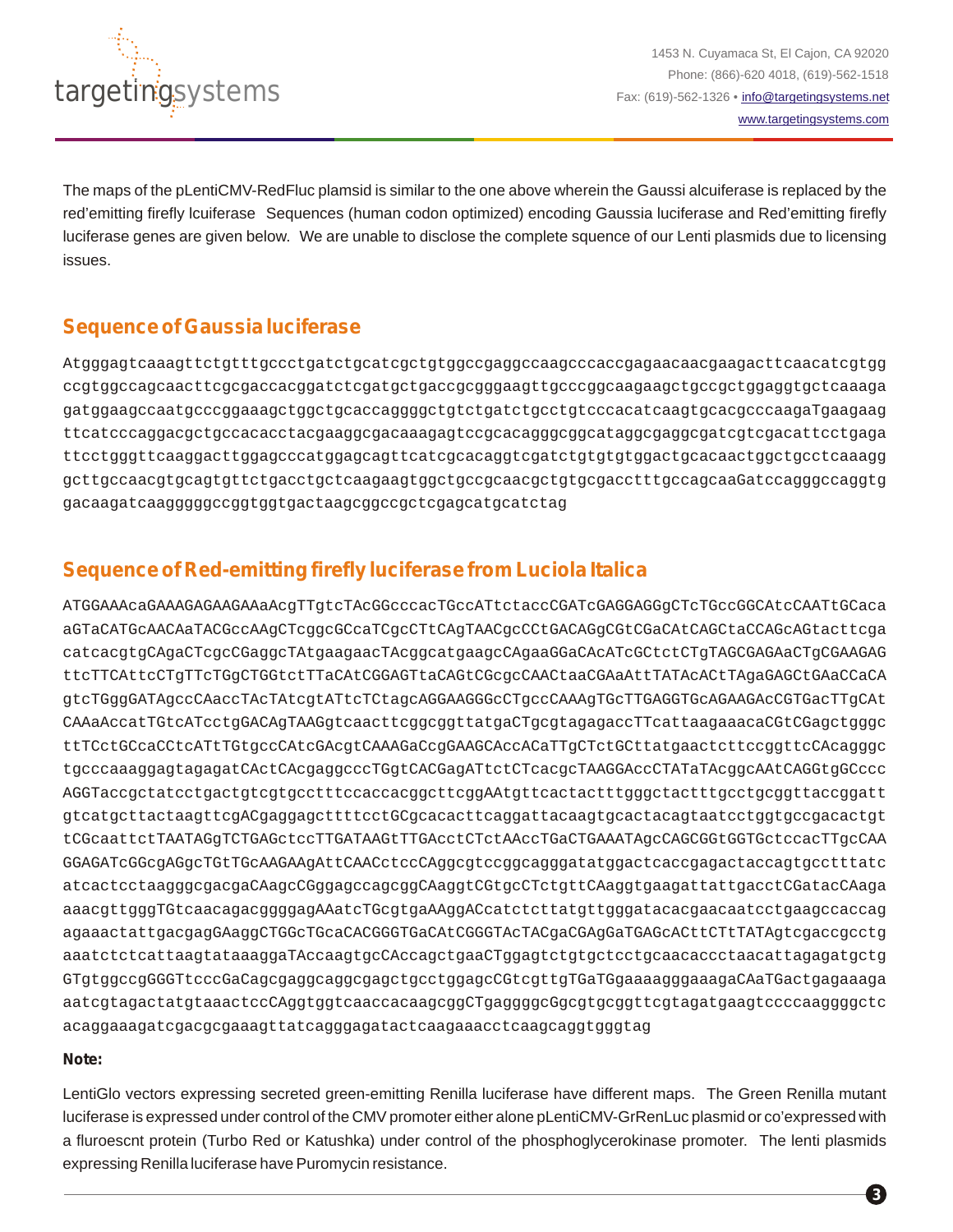The maps of the pLentiCMV-RedFluc plamsid is similar to the one above wherein the Gaussi alciuferase is replaced by the red'emitting firefly lciuferase  Sequences (human codon optimized) encoding Gaussia luciferase and Red'emitting firefly luciferase genes are given below.  We are unable to disclose the complete squence of our Lenti plasmids due to licensing issues.

## Sequence of Gaussia luciferase

```
Atgggagtcaaagttctgtttgccctgatctgcatcgctgtggccgaggccaagcccaccgagaacaacgaagacttcaacatcgtgg
ccgtggccagcaacttcgcgaccacggatctcgatgctgaccgcgggaagttgcccggcaagaagctgccgctggaggtgctcaaaga
gatggaagccaatgcccggaaagctggctgcaccaggggctgtctgatctgcctgtcccacatcaagtgcacgcccaagaTgaagaag
ttcatcccaggacgctgccacacctacgaaggcgacaaagagtccgcacagggcggcataggcgaggcgatcgtcgacattcctgaga
ttcctgggttcaaggacttggagcccatggagcagttcatcgcacaggtcgatctgtgtgtggactgcacaactggctgcctcaaagg
gcttgccaacgtgcagtgttctgacctgctcaagaagtggctgccgcaacgctgtgcgacctttgccagcaaGatccagggccaggtg
gacaagatcaagggggccggtggtgactaagcggccgctcgagcatgcatctag
```

## Sequence of Red-emitting firefly luciferase from Luciola Italica

```
ATGGAAACaGAAAGAGAAGAAaACgTTgtcTAcGGcccacTGccATtctaccCGATcGAGGAGGgCTcTGccGGCAtcCAATtGCaca
aGTaCATGcAACAaTACGccAAgCTcggcGCcaTCgcCTtCAgTAACgcCCtGACAGgCGtCGaCAtCAGCtaCCAGcAGtacttcga
catcacgtgCAgaCTcgcCGaggcTAtgaagaacTAcggcatgaagcCAgaaGGaCAcATcGCtctCTgTAGCGAGAaCTgCGAAGAG
ttcTTCAttcCTgTTcTGgCTGGtcTTaCAtCGGAGTtaCAGtCGcgcCAACtaaCGAaAttTATAcACtTAgaGAGCtGAaCCaCA
gtcTGggGATAgccCAaccTAcTAtcgtATtcTCtagcAGGAAGGGcCTgccCAAAgTGcTTGAGGTGcAGAAGAcCGTGacTTgCAt
CAAaAccatTGtcATcctgGACAgTAAGgtcaacttcggcggttatgaCTgcgtagagaccTTcattaagaaacaCGtCGagctgggc
ttTCctGCcaCCtcATtTGtgccCAtcGAcgtCAAAGaCcgGAAGCAccACaTTgCTctGCttatgaactcttccggttcCAcagggc
tgcccaaaggagtagagatCActCAcgaggcccTGgtCACGagATtctCTcacgcTAAGGAccCTATaTAcggcAAtCAGGtgGCccc
AGGTaccgctatcctgactgtcgtgcctttccaccacggcttcggAAtgttcactactttgggctactttgcctgcggttaccggatt
gtcatgcttactaagttcgACgaggagcttttcctGCgcacacttcaggattacaagtgcactacagtaatcctggtgccgacactgt
tCGcaattctTAATAGgTCTGAGctccTTGATAAGtTTGAcctCTctAAccTGaCTGAAATAgcCAGCGGtGGTGctccacTTgCAA
GGAGATcGGcgAGgcTGtTGcAAGAAgAttCAACctccCAggcgtccggcagggatatggactcaccgagactaccagtgcctttatc
atcactcctaagggcgacgaCAagcCGggagccagcggCAaggtCGtgcCTctgttCAaggtgaagattattgacctCGatacCAaga
aaacgttgggTGtcaacagacggggagAAatcTGcgtgaAAggACcatctcttatgttgggatacacgaacaatcctgaagccaccag
agaaactattgacgagGAaggCTGGcTGcaCACGGGTGaCAtCGGGTAcTACgaCGAgGaTGAGcACttCTtTATAgtcgaccgcctg
aaatctctcattaagtataaaggaTAccaagtgcCAccagctgaaCTggagtctgtgctcctgcaacaccctaacattagagatgctg
GTgtggccgGGGTtcccGaCagcgaggcaggcgagctgcctggagcCGtcgttgTGaTGgaaaagggaaagaCAaTGactgagaaaga
aatcgtagactatgtaaactccCAggtggtcaaccacaagcggCTgaggggcGgcgtgcggttcgtagatgaagtccccaaggggctc
acaggaaagatcgacgcgaaagttatcagggagatactcaagaaacctcaagcaggtgggtag
```

**Note:**

LentiGlo vectors expressing secreted green-emitting Renilla luciferase have different maps.  The Green Renilla mutant luciferase is expressed under control of the CMV promoter either alone pLentiCMV-GrRenLuc plasmid or co'expressed with a fluroescnt protein (Turbo Red or Katushka) under control of the phosphoglycerokinase promoter.  The lenti plasmids expressing Renilla luciferase have Puromycin resistance.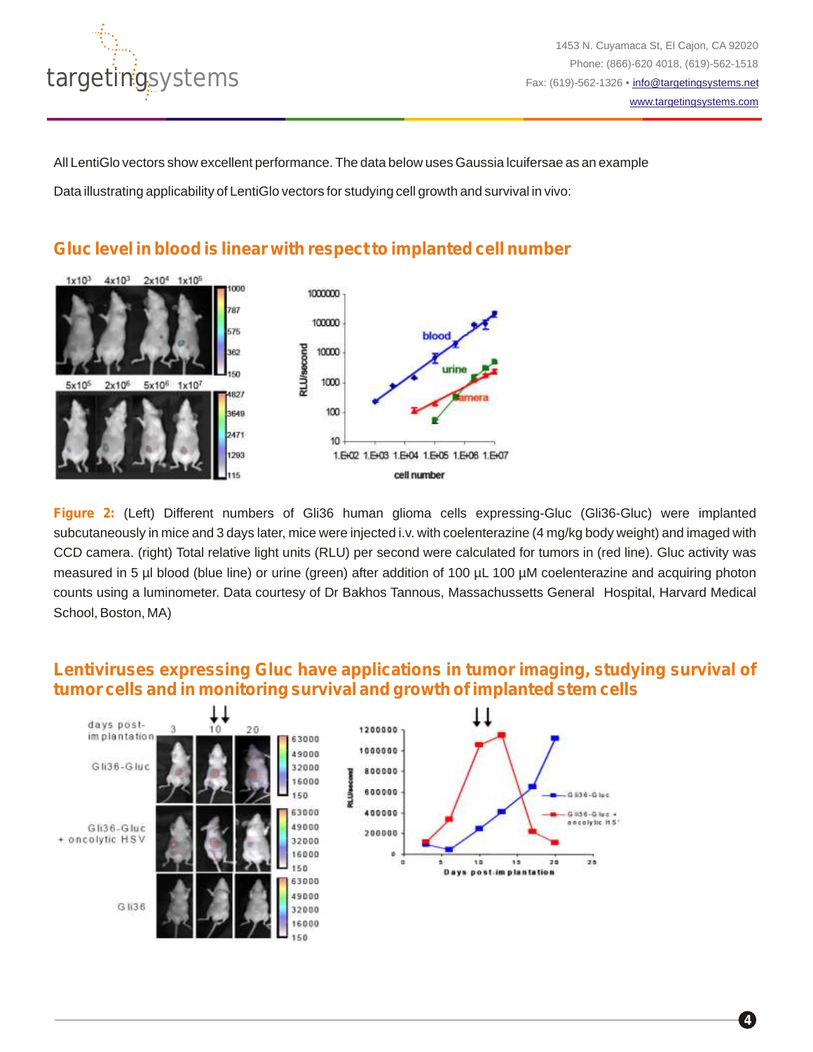All LentiGlo vectors show excellent performance. The data below uses Gaussia lcuifersae as an example

Data illustrating applicability of LentiGlo vectors for studying cell growth and survival in vivo:

## Gluc level in blood is linear with respect to implanted cell number

**Figure 2:** (Left) Different numbers of Gli36 human glioma cells expressing-Gluc (Gli36-Gluc) were implanted subcutaneously in mice and 3 days later, mice were injected i.v. with coelenterazine (4 mg/kg body weight) and imaged with CCD camera. (right) Total relative light units (RLU) per second were calculated for tumors in (red line). Gluc activity was measured in 5 µl blood (blue line) or urine (green) after addition of 100 µL 100 µM coelenterazine and acquiring photon counts using a luminometer. Data courtesy of Dr Bakhos Tannous, Massachussetts General Hospital, Harvard Medical School, Boston, MA)

## Lentiviruses expressing Gluc have applications in tumor imaging, studying survival of tumor cells and in monitoring survival and growth of implanted stem cells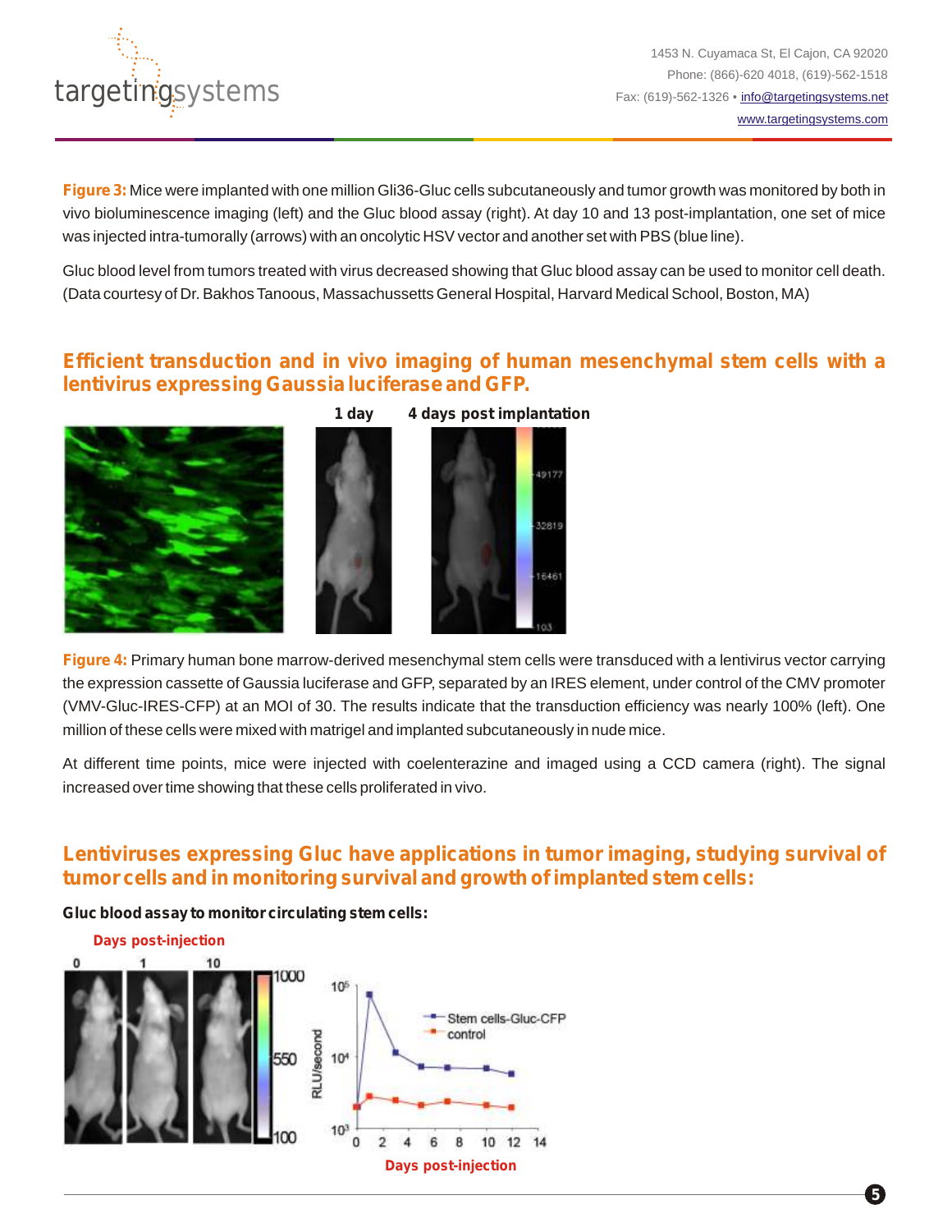**Figure 3:** Mice were implanted with one million Gli36-Gluc cells subcutaneously and tumor growth was monitored by both in vivo bioluminescence imaging (left) and the Gluc blood assay (right). At day 10 and 13 post-implantation, one set of mice was injected intra-tumorally (arrows) with an oncolytic HSV vector and another set with PBS (blue line).

Gluc blood level from tumors treated with virus decreased showing that Gluc blood assay can be used to monitor cell death. (Data courtesy of Dr. Bakhos Tanoous, Massachussetts General Hospital, Harvard Medical School, Boston, MA)

## Efficient transduction and in vivo imaging of human mesenchymal stem cells with a lentivirus expressing Gaussia luciferase and GFP.

1 day    4 days post implantation

**Figure 4:** Primary human bone marrow-derived mesenchymal stem cells were transduced with a lentivirus vector carrying the expression cassette of Gaussia luciferase and GFP, separated by an IRES element, under control of the CMV promoter (VMV-Gluc-IRES-CFP) at an MOI of 30. The results indicate that the transduction efficiency was nearly 100% (left). One million of these cells were mixed with matrigel and implanted subcutaneously in nude mice.

At different time points, mice were injected with coelenterazine and imaged using a CCD camera (right). The signal increased over time showing that these cells proliferated in vivo.

## Lentiviruses expressing Gluc have applications in tumor imaging, studying survival of tumor cells and in monitoring survival and growth of implanted stem cells:

**Gluc blood assay to monitor circulating stem cells:**

Days post-injection

0    1    10

Days post-injection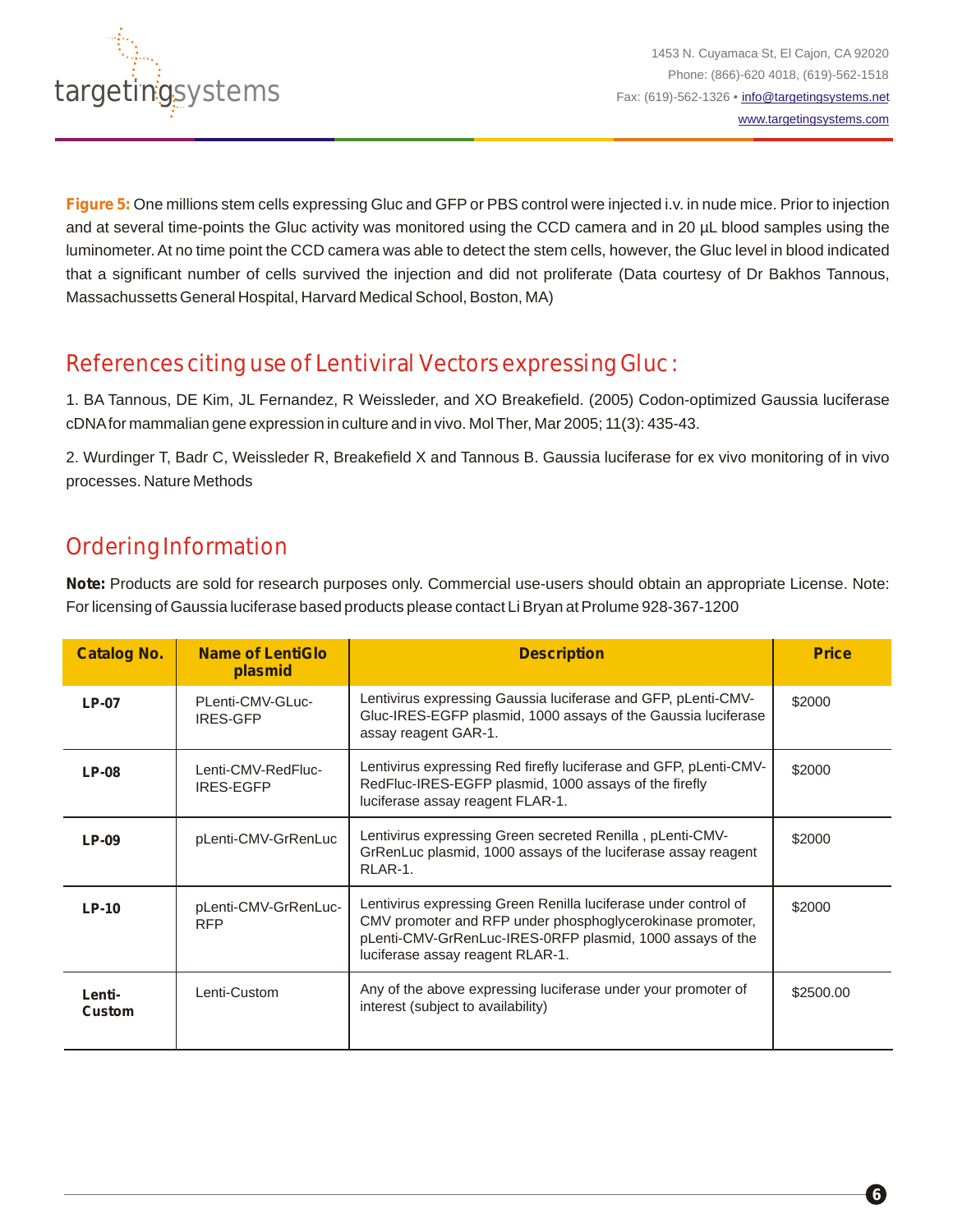**Figure 5:** One millions stem cells expressing Gluc and GFP or PBS control were injected i.v. in nude mice. Prior to injection and at several time-points the Gluc activity was monitored using the CCD camera and in 20 µL blood samples using the luminometer. At no time point the CCD camera was able to detect the stem cells, however, the Gluc level in blood indicated that a significant number of cells survived the injection and did not proliferate (Data courtesy of Dr Bakhos Tannous, Massachussetts General Hospital, Harvard Medical School, Boston, MA)

## References citing use of Lentiviral Vectors expressing Gluc :

1. BA Tannous, DE Kim, JL Fernandez, R Weissleder, and XO Breakefield. (2005) Codon-optimized Gaussia luciferase cDNA for mammalian gene expression in culture and in vivo. Mol Ther, Mar 2005; 11(3): 435-43.

2. Wurdinger T, Badr C, Weissleder R, Breakefield X and Tannous B. Gaussia luciferase for ex vivo monitoring of in vivo processes. Nature Methods

## Ordering Information

**Note:** Products are sold for research purposes only. Commercial use-users should obtain an appropriate License. Note: For licensing of Gaussia luciferase based products please contact Li Bryan at Prolume 928-367-1200

| Catalog No. | Name of LentiGlo plasmid | Description | Price |
|---|---|---|---|
| **LP-07** | PLenti-CMV-GLuc-IRES-GFP | Lentivirus expressing Gaussia luciferase and GFP, pLenti-CMV-Gluc-IRES-EGFP plasmid, 1000 assays of the Gaussia luciferase assay reagent GAR-1. | $2000 |
| **LP-08** | Lenti-CMV-RedFluc-IRES-EGFP | Lentivirus expressing Red firefly luciferase and GFP, pLenti-CMV-RedFluc-IRES-EGFP plasmid, 1000 assays of the firefly luciferase assay reagent FLAR-1. | $2000 |
| **LP-09** | pLenti-CMV-GrRenLuc | Lentivirus expressing Green secreted Renilla , pLenti-CMV-GrRenLuc plasmid, 1000 assays of the luciferase assay reagent RLAR-1. | $2000 |
| **LP-10** | pLenti-CMV-GrRenLuc-RFP | Lentivirus expressing Green Renilla luciferase under control of CMV promoter and RFP under phosphoglycerokinase promoter, pLenti-CMV-GrRenLuc-IRES-0RFP plasmid, 1000 assays of the luciferase assay reagent RLAR-1. | $2000 |
| **Lenti-Custom** | Lenti-Custom | Any of the above expressing luciferase under your promoter of interest (subject to availability) | $2500.00 |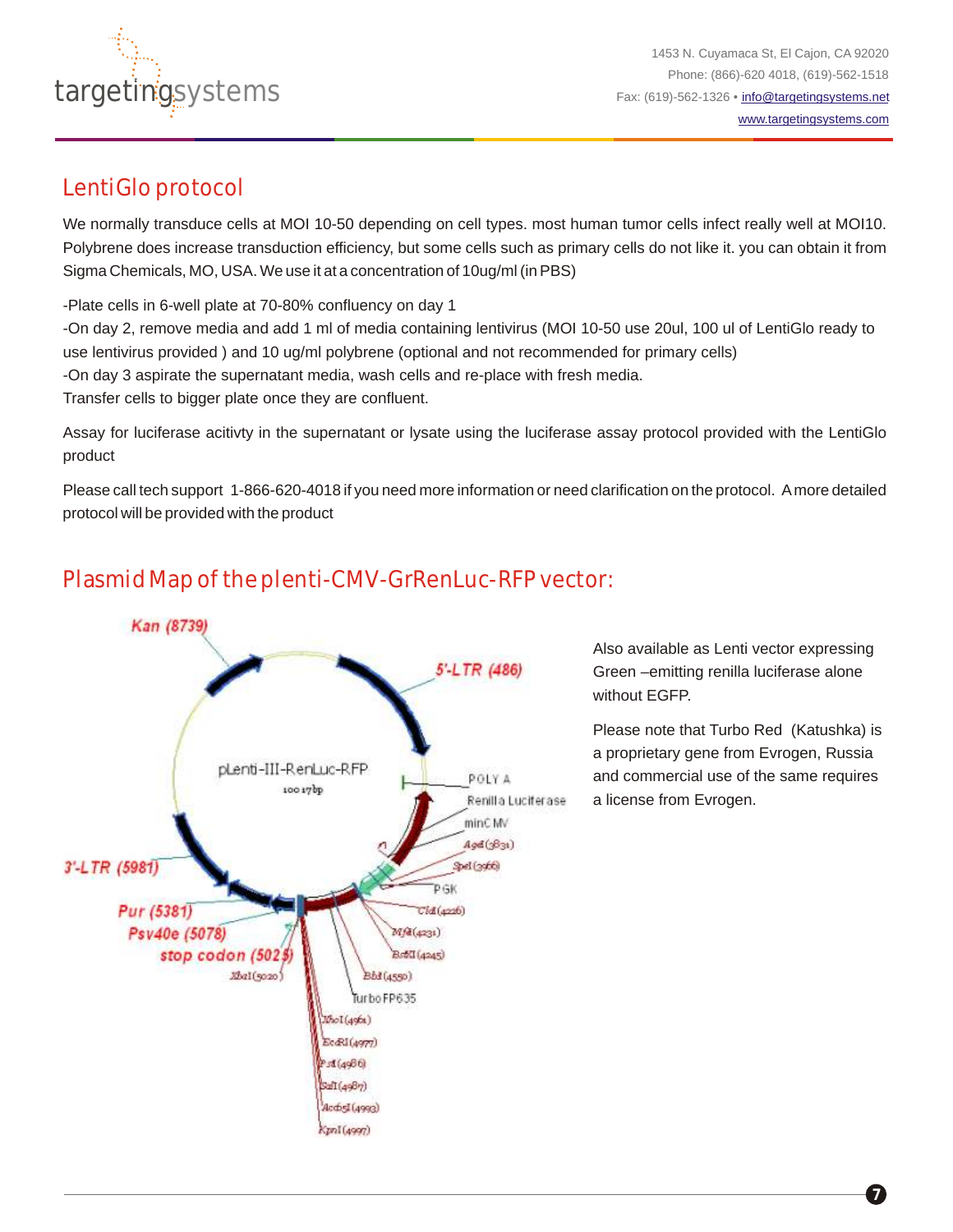## LentiGlo protocol

We normally transduce cells at MOI 10-50 depending on cell types. most human tumor cells infect really well at MOI10. Polybrene does increase transduction efficiency, but some cells such as primary cells do not like it. you can obtain it from Sigma Chemicals, MO, USA. We use it at a concentration of 10ug/ml (in PBS)

-Plate cells in 6-well plate at 70-80% confluency on day 1
-On day 2, remove media and add 1 ml of media containing lentivirus (MOI 10-50 use 20ul, 100 ul of LentiGlo ready to use lentivirus provided ) and 10 ug/ml polybrene (optional and not recommended for primary cells)
-On day 3 aspirate the supernatant media, wash cells and re-place with fresh media.
Transfer cells to bigger plate once they are confluent.

Assay for luciferase acitivty in the supernatant or lysate using the luciferase assay protocol provided with the LentiGlo product

Please call tech support 1-866-620-4018 if you need more information or need clarification on the protocol. A more detailed protocol will be provided with the product

## Plasmid Map of the plenti-CMV-GrRenLuc-RFP vector:

pLenti-III-RenLuc-RFP
10017bp

Kan (8739)
5'-LTR (486)
POLY A
Renilla Luciferase
minCMV
AgeI (3831)
SpeI (3966)
PGK
ClaI (4226)
MfeI (4231)
BsrBI (4245)
BbsI (4550)
TurboFP635
XhoI (4961)
EcoRI (4977)
PstI (4986)
SalI (4987)
Acc65I (4993)
KpnI (4997)
XbaI (5020)
stop codon (5023)
Psv40e (5078)
Pur (5381)
3'-LTR (5981)

Also available as Lenti vector expressing Green –emitting renilla luciferase alone without EGFP.

Please note that Turbo Red (Katushka) is a proprietary gene from Evrogen, Russia and commercial use of the same requires a license from Evrogen.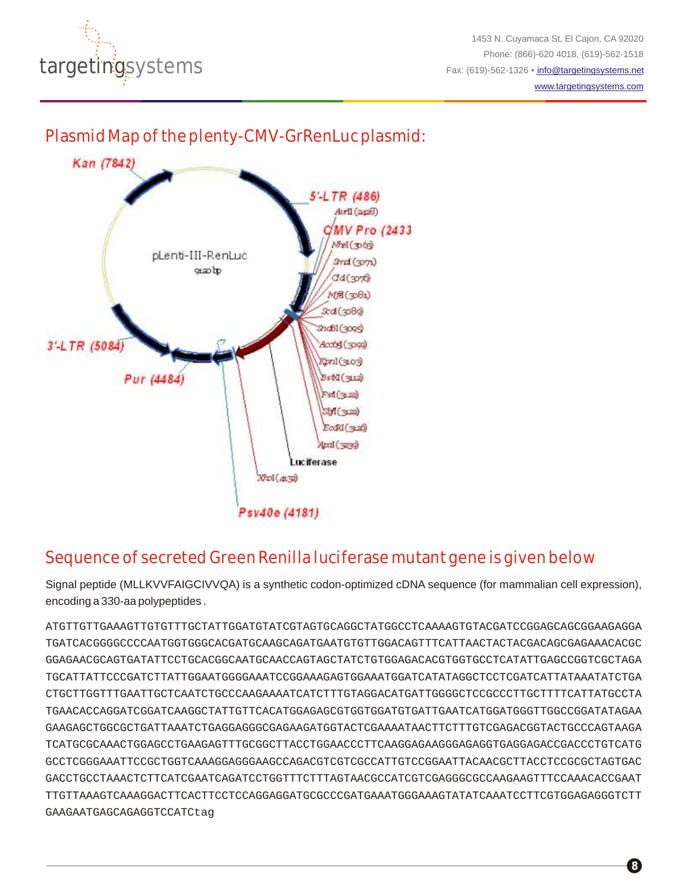## Plasmid Map of the plenty-CMV-GrRenLuc plasmid:

Kan (7842)

5'-LTR (486)

AvrII (2428)

CMV Pro (2433

NheI (3063)

SmaI (3071)

ClaI (3076)

MfeI (3081)

ScaI (3089)

SnaBI (3095)

Acc65I (3099)

KpnI (3103)

BstXI (3112)

PstI (3122)

SbfI (3122)

EcoRI (3128)

ApaI (3139)

pLenti-III-RenLuc

9120 bp

3'-LTR (5084)

Pur (4484)

Luciferase

XhoI (4132)

Psv40e (4181)

## Sequence of secreted Green Renilla luciferase mutant gene is given below

Signal peptide (MLLKVVFAIGCIVVQA) is a synthetic codon-optimized cDNA sequence (for mammalian cell expression), encoding a 330-aa polypeptides .

```
ATGTTGTTGAAAGTTGTGTTTGCTATTGGATGTATCGTAGTGCAGGCTATGGCCTCAAAAGTGTACGATCCGGAGCAGCGGAAGAGGA
TGATCACGGGGCCCCAATGGTGGGCACGATGCAAGCAGATGAATGTGTTGGACAGTTTCATTAACTACTACGACAGCGAGAAACACGC
GGAGAACGCAGTGATATTCCTGCACGGCAATGCAACCAGTAGCTATCTGTGGAGACACGTGGTGCCTCATATTGAGCCGGTCGCTAGA
TGCATTATTCCCGATCTTATTGGAATGGGGAAATCCGGAAAGAGTGGAAATGGATCATATAGGCTCCTCGATCATTATAAATATCTGA
CTGCTTGGTTTGAATTGCTCAATCTGCCCAAGAAAATCATCTTTGTAGGACATGATTGGGGCTCCGCCCTTGCTTTTCATTATGCCTA
TGAACACCAGGATCGGATCAAGGCTATTGTTCACATGGAGAGCGTGGTGGATGTGATTGAATCATGGATGGGTTGGCCGGATATAGAA
GAAGAGCTGGCGCTGATTAAATCTGAGGAGGGCGAGAAGATGGTACTCGAAAATAACTTCTTTGTCGAGACGGTACTGCCCAGTAAGA
TCATGCGCAAACTGGAGCCTGAAGAGTTTGCGGCTTACCTGGAACCCTTCAAGGAGAAGGGAGAGGTGAGGAGACCGACCCTGTCATG
GCCTCGGGAAATTCCGCTGGTCAAAGGAGGGAAGCCAGACGTCGTCGCCATTGTCCGGAATTACAACGCTTACCTCCGCGCTAGTGAC
GACCTGCCTAAACTCTTCATCGAATCAGATCCTGGTTTCTTTAGTAACGCCATCGTCGAGGGCGCCAAGAAGTTTCCAAACACCGAAT
TTGTTAAAGTCAAAGGACTTCACTTCCTCCAGGAGGATGCGCCCGATGAAATGGGAAAGTATATCAAATCCTTCGTGGAGAGGGTCTT
GAAGAATGAGCAGAGGTCCATCtag
```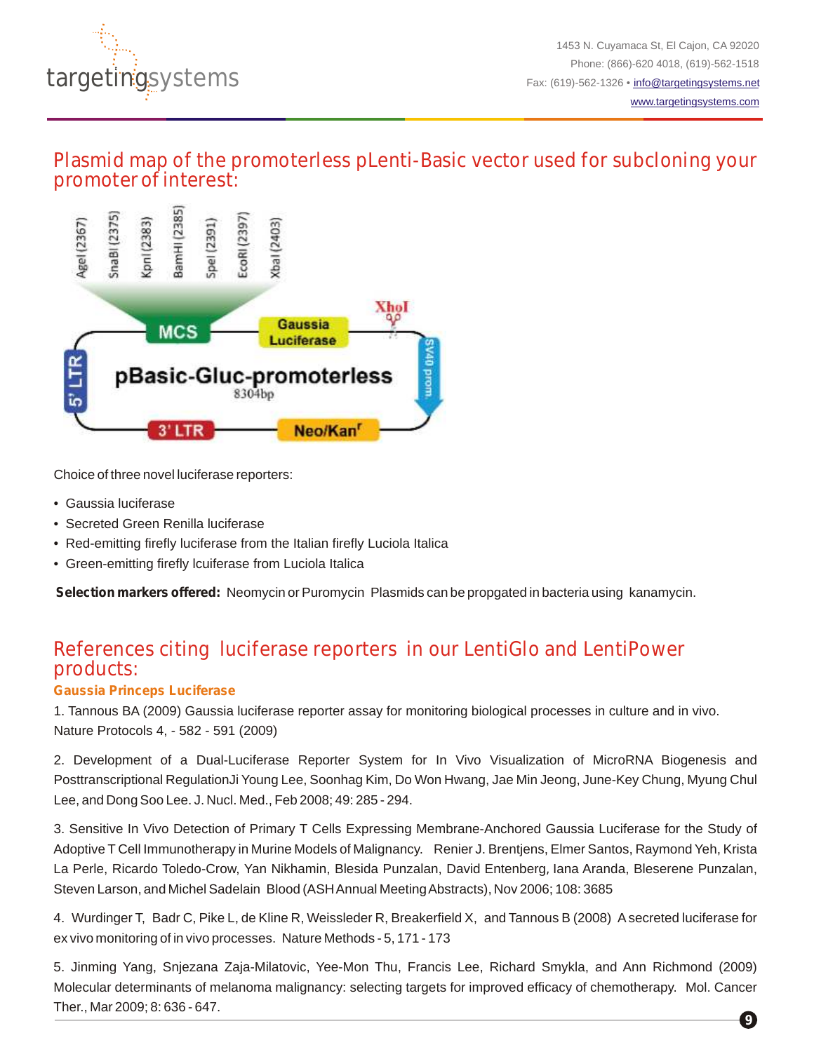## Plasmid map of the promoterless pLenti-Basic vector used for subcloning your promoter of interest:

AgeI (2367) SnaBI (2375) KpnI (2383) BamHI (2385) SpeI (2391) EcoRI (2397) XbaI (2403)

MCS — Gaussia Luciferase — XhoI — SV40 prom. — Neo/Kan$^r$ — 3' LTR — 5' LTR

pBasic-Gluc-promoterless
8304bp

Choice of three novel luciferase reporters:

- Gaussia luciferase
- Secreted Green Renilla luciferase
- Red-emitting firefly luciferase from the Italian firefly Luciola Italica
- Green-emitting firefly lciuferase from Luciola Italica

**Selection markers offered:** Neomycin or Puromycin Plasmids can be propgated in bacteria using kanamycin.

## References citing luciferase reporters in our LentiGlo and LentiPower products:

### Gaussia Princeps Luciferase

1. Tannous BA (2009) Gaussia luciferase reporter assay for monitoring biological processes in culture and in vivo. Nature Protocols 4, - 582 - 591 (2009)

2. Development of a Dual-Luciferase Reporter System for In Vivo Visualization of MicroRNA Biogenesis and Posttranscriptional RegulationJi Young Lee, Soonhag Kim, Do Won Hwang, Jae Min Jeong, June-Key Chung, Myung Chul Lee, and Dong Soo Lee. J. Nucl. Med., Feb 2008; 49: 285 - 294.

3. Sensitive In Vivo Detection of Primary T Cells Expressing Membrane-Anchored Gaussia Luciferase for the Study of Adoptive T Cell Immunotherapy in Murine Models of Malignancy. Renier J. Brentjens, Elmer Santos, Raymond Yeh, Krista La Perle, Ricardo Toledo-Crow, Yan Nikhamin, Blesida Punzalan, David Entenberg, Iana Aranda, Bleserene Punzalan, Steven Larson, and Michel Sadelain Blood (ASH Annual Meeting Abstracts), Nov 2006; 108: 3685

4. Wurdinger T, Badr C, Pike L, de Kline R, Weissleder R, Breakerfield X, and Tannous B (2008) A secreted luciferase for ex vivo monitoring of in vivo processes. Nature Methods - 5, 171 - 173

5. Jinming Yang, Snjezana Zaja-Milatovic, Yee-Mon Thu, Francis Lee, Richard Smykla, and Ann Richmond (2009) Molecular determinants of melanoma malignancy: selecting targets for improved efficacy of chemotherapy. Mol. Cancer Ther., Mar 2009; 8: 636 - 647.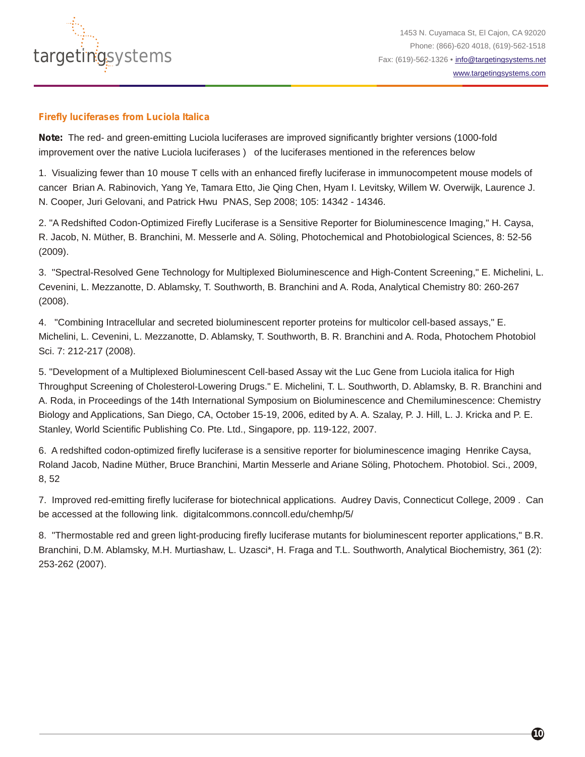## Firefly luciferases from Luciola Italica

**Note:** The red- and green-emitting Luciola luciferases are improved significantly brighter versions (1000-fold improvement over the native Luciola luciferases ) of the luciferases mentioned in the references below

1. Visualizing fewer than 10 mouse T cells with an enhanced firefly luciferase in immunocompetent mouse models of cancer Brian A. Rabinovich, Yang Ye, Tamara Etto, Jie Qing Chen, Hyam I. Levitsky, Willem W. Overwijk, Laurence J. N. Cooper, Juri Gelovani, and Patrick Hwu PNAS, Sep 2008; 105: 14342 - 14346.

2. "A Redshifted Codon-Optimized Firefly Luciferase is a Sensitive Reporter for Bioluminescence Imaging," H. Caysa, R. Jacob, N. Müther, B. Branchini, M. Messerle and A. Söling, Photochemical and Photobiological Sciences, 8: 52-56 (2009).

3. "Spectral-Resolved Gene Technology for Multiplexed Bioluminescence and High-Content Screening," E. Michelini, L. Cevenini, L. Mezzanotte, D. Ablamsky, T. Southworth, B. Branchini and A. Roda, Analytical Chemistry 80: 260-267 (2008).

4. "Combining Intracellular and secreted bioluminescent reporter proteins for multicolor cell-based assays," E. Michelini, L. Cevenini, L. Mezzanotte, D. Ablamsky, T. Southworth, B. R. Branchini and A. Roda, Photochem Photobiol Sci. 7: 212-217 (2008).

5. "Development of a Multiplexed Bioluminescent Cell-based Assay wit the Luc Gene from Luciola italica for High Throughput Screening of Cholesterol-Lowering Drugs." E. Michelini, T. L. Southworth, D. Ablamsky, B. R. Branchini and A. Roda, in Proceedings of the 14th International Symposium on Bioluminescence and Chemiluminescence: Chemistry Biology and Applications, San Diego, CA, October 15-19, 2006, edited by A. A. Szalay, P. J. Hill, L. J. Kricka and P. E. Stanley, World Scientific Publishing Co. Pte. Ltd., Singapore, pp. 119-122, 2007.

6. A redshifted codon-optimized firefly luciferase is a sensitive reporter for bioluminescence imaging Henrike Caysa, Roland Jacob, Nadine Müther, Bruce Branchini, Martin Messerle and Ariane Söling, Photochem. Photobiol. Sci., 2009, 8, 52

7. Improved red-emitting firefly luciferase for biotechnical applications. Audrey Davis, Connecticut College, 2009 . Can be accessed at the following link. digitalcommons.conncoll.edu/chemhp/5/

8. "Thermostable red and green light-producing firefly luciferase mutants for bioluminescent reporter applications," B.R. Branchini, D.M. Ablamsky, M.H. Murtiashaw, L. Uzasci*, H. Fraga and T.L. Southworth, Analytical Biochemistry, 361 (2): 253-262 (2007).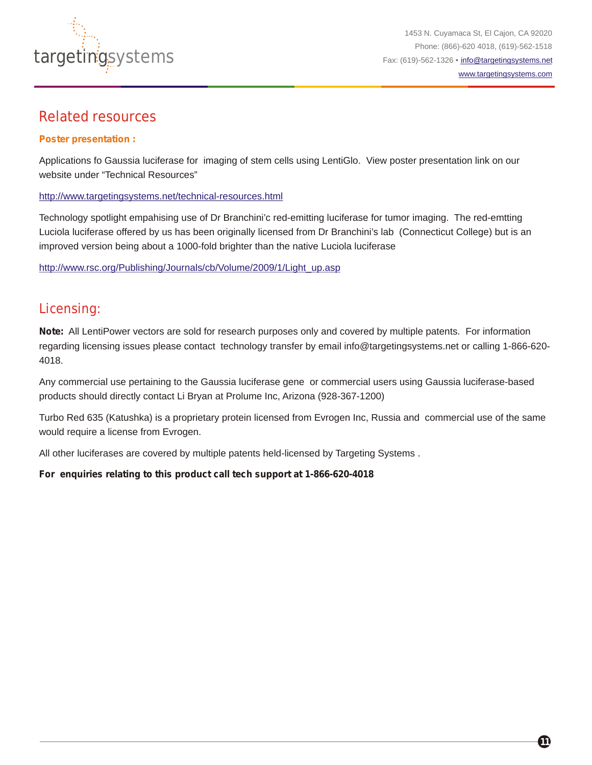## Related resources

**Poster presentation :**

Applications fo Gaussia luciferase for imaging of stem cells using LentiGlo. View poster presentation link on our website under “Technical Resources”

http://www.targetingsystems.net/technical-resources.html

Technology spotlight empahising use of Dr Branchini’c red-emitting luciferase for tumor imaging. The red-emtting Luciola luciferase offered by us has been originally licensed from Dr Branchini’s lab (Connecticut College) but is an improved version being about a 1000-fold brighter than the native Luciola luciferase

http://www.rsc.org/Publishing/Journals/cb/Volume/2009/1/Light_up.asp

## Licensing:

**Note:** All LentiPower vectors are sold for research purposes only and covered by multiple patents. For information regarding licensing issues please contact technology transfer by email info@targetingsystems.net or calling 1-866-620-4018.

Any commercial use pertaining to the Gaussia luciferase gene or commercial users using Gaussia luciferase-based products should directly contact Li Bryan at Prolume Inc, Arizona (928-367-1200)

Turbo Red 635 (Katushka) is a proprietary protein licensed from Evrogen Inc, Russia and commercial use of the same would require a license from Evrogen.

All other luciferases are covered by multiple patents held-licensed by Targeting Systems .

**For enquiries relating to this product call tech support at 1-866-620-4018**